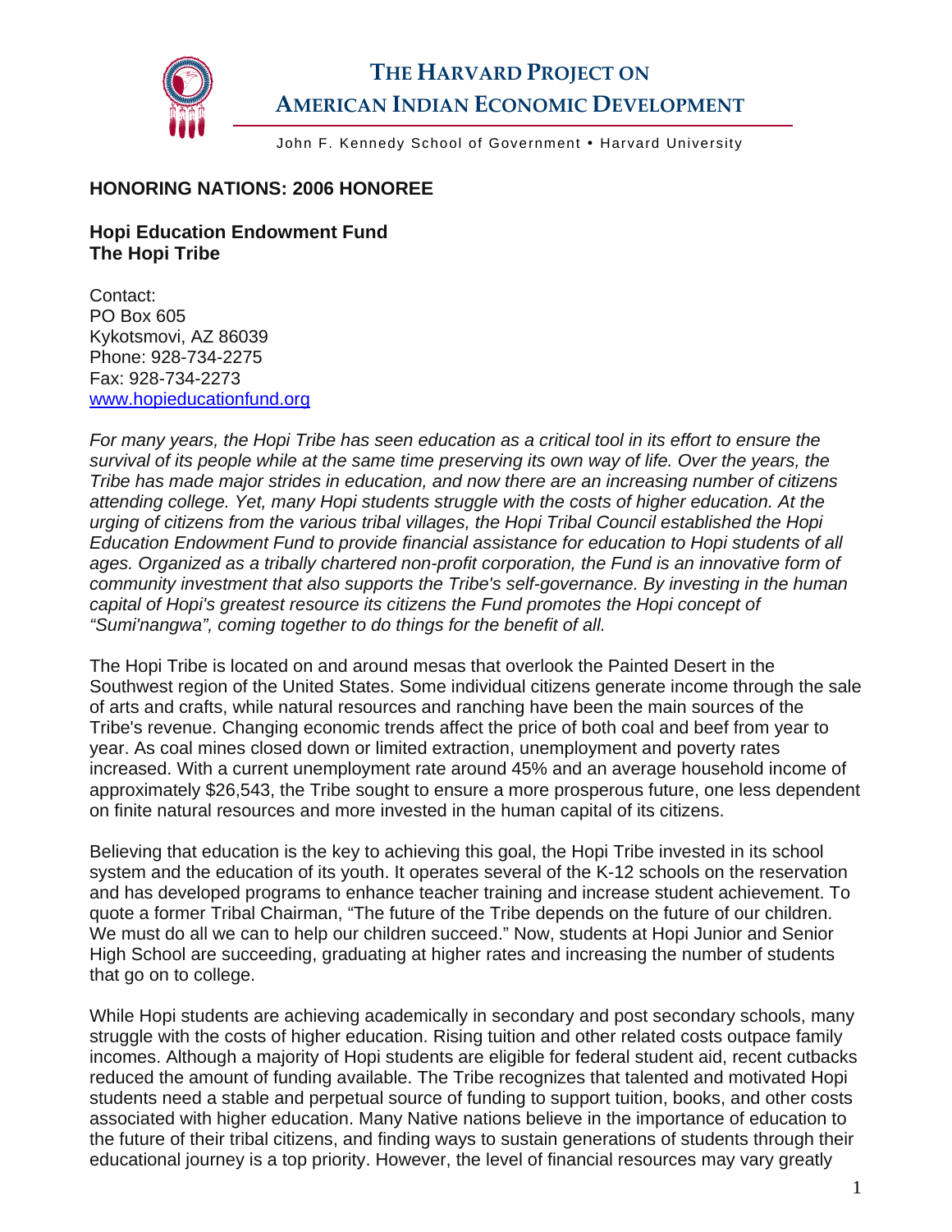# THE HARVARD PROJECT ON AMERICAN INDIAN ECONOMIC DEVELOPMENT

John F. Kennedy School of Government • Harvard University

## HONORING NATIONS: 2006 HONOREE

**Hopi Education Endowment Fund**
**The Hopi Tribe**

Contact:
PO Box 605
Kykotsmovi, AZ 86039
Phone: 928-734-2275
Fax: 928-734-2273
www.hopieducationfund.org

*For many years, the Hopi Tribe has seen education as a critical tool in its effort to ensure the survival of its people while at the same time preserving its own way of life. Over the years, the Tribe has made major strides in education, and now there are an increasing number of citizens attending college. Yet, many Hopi students struggle with the costs of higher education. At the urging of citizens from the various tribal villages, the Hopi Tribal Council established the Hopi Education Endowment Fund to provide financial assistance for education to Hopi students of all ages. Organized as a tribally chartered non-profit corporation, the Fund is an innovative form of community investment that also supports the Tribe's self-governance. By investing in the human capital of Hopi's greatest resource its citizens the Fund promotes the Hopi concept of "Sumi'nangwa", coming together to do things for the benefit of all.*

The Hopi Tribe is located on and around mesas that overlook the Painted Desert in the Southwest region of the United States. Some individual citizens generate income through the sale of arts and crafts, while natural resources and ranching have been the main sources of the Tribe's revenue. Changing economic trends affect the price of both coal and beef from year to year. As coal mines closed down or limited extraction, unemployment and poverty rates increased. With a current unemployment rate around 45% and an average household income of approximately $26,543, the Tribe sought to ensure a more prosperous future, one less dependent on finite natural resources and more invested in the human capital of its citizens.

Believing that education is the key to achieving this goal, the Hopi Tribe invested in its school system and the education of its youth. It operates several of the K-12 schools on the reservation and has developed programs to enhance teacher training and increase student achievement. To quote a former Tribal Chairman, "The future of the Tribe depends on the future of our children. We must do all we can to help our children succeed." Now, students at Hopi Junior and Senior High School are succeeding, graduating at higher rates and increasing the number of students that go on to college.

While Hopi students are achieving academically in secondary and post secondary schools, many struggle with the costs of higher education. Rising tuition and other related costs outpace family incomes. Although a majority of Hopi students are eligible for federal student aid, recent cutbacks reduced the amount of funding available. The Tribe recognizes that talented and motivated Hopi students need a stable and perpetual source of funding to support tuition, books, and other costs associated with higher education. Many Native nations believe in the importance of education to the future of their tribal citizens, and finding ways to sustain generations of students through their educational journey is a top priority. However, the level of financial resources may vary greatly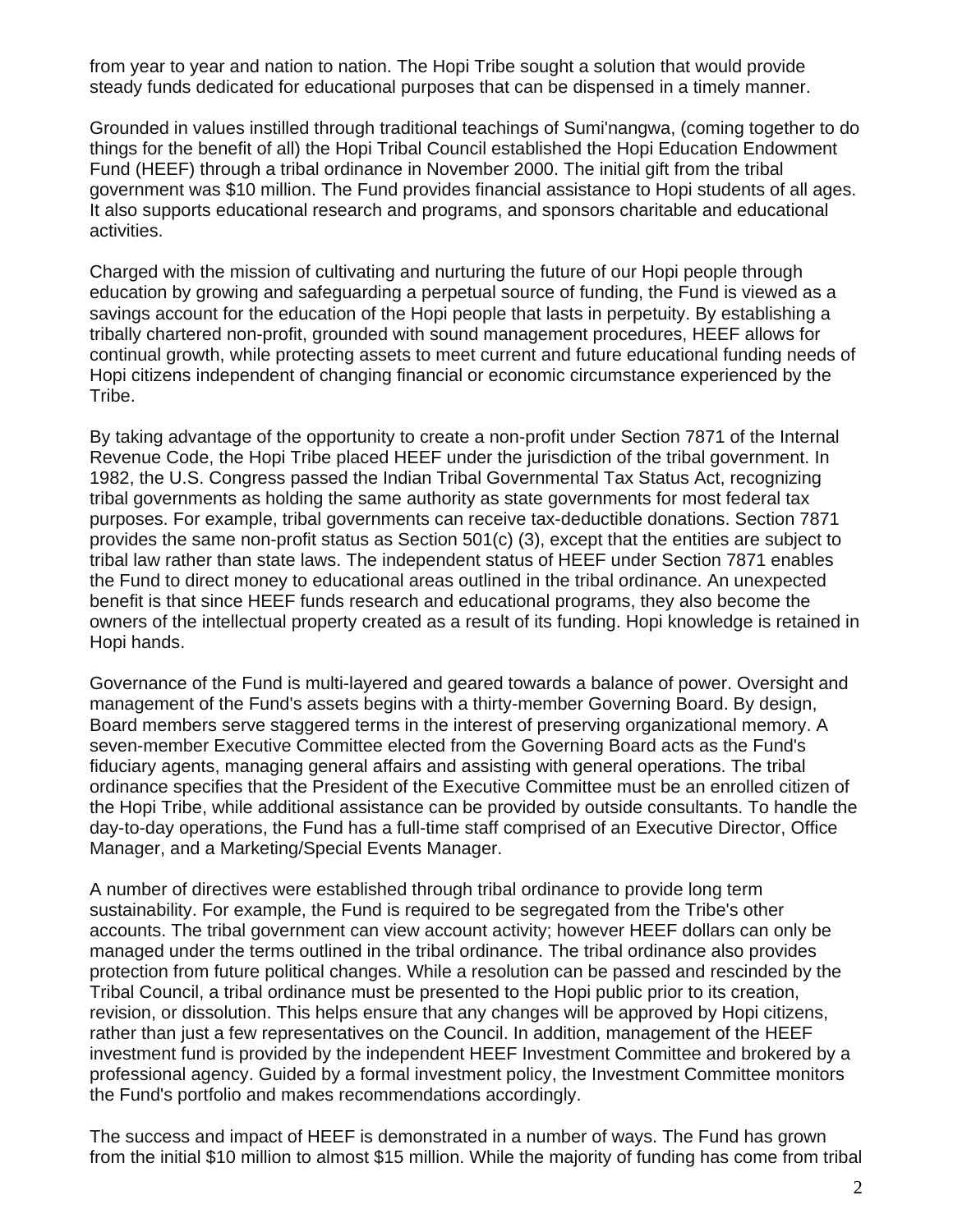from year to year and nation to nation. The Hopi Tribe sought a solution that would provide steady funds dedicated for educational purposes that can be dispensed in a timely manner.

Grounded in values instilled through traditional teachings of Sumi'nangwa, (coming together to do things for the benefit of all) the Hopi Tribal Council established the Hopi Education Endowment Fund (HEEF) through a tribal ordinance in November 2000. The initial gift from the tribal government was $10 million. The Fund provides financial assistance to Hopi students of all ages. It also supports educational research and programs, and sponsors charitable and educational activities.

Charged with the mission of cultivating and nurturing the future of our Hopi people through education by growing and safeguarding a perpetual source of funding, the Fund is viewed as a savings account for the education of the Hopi people that lasts in perpetuity. By establishing a tribally chartered non-profit, grounded with sound management procedures, HEEF allows for continual growth, while protecting assets to meet current and future educational funding needs of Hopi citizens independent of changing financial or economic circumstance experienced by the Tribe.

By taking advantage of the opportunity to create a non-profit under Section 7871 of the Internal Revenue Code, the Hopi Tribe placed HEEF under the jurisdiction of the tribal government. In 1982, the U.S. Congress passed the Indian Tribal Governmental Tax Status Act, recognizing tribal governments as holding the same authority as state governments for most federal tax purposes. For example, tribal governments can receive tax-deductible donations. Section 7871 provides the same non-profit status as Section 501(c) (3), except that the entities are subject to tribal law rather than state laws. The independent status of HEEF under Section 7871 enables the Fund to direct money to educational areas outlined in the tribal ordinance. An unexpected benefit is that since HEEF funds research and educational programs, they also become the owners of the intellectual property created as a result of its funding. Hopi knowledge is retained in Hopi hands.

Governance of the Fund is multi-layered and geared towards a balance of power. Oversight and management of the Fund's assets begins with a thirty-member Governing Board. By design, Board members serve staggered terms in the interest of preserving organizational memory. A seven-member Executive Committee elected from the Governing Board acts as the Fund's fiduciary agents, managing general affairs and assisting with general operations. The tribal ordinance specifies that the President of the Executive Committee must be an enrolled citizen of the Hopi Tribe, while additional assistance can be provided by outside consultants. To handle the day-to-day operations, the Fund has a full-time staff comprised of an Executive Director, Office Manager, and a Marketing/Special Events Manager.

A number of directives were established through tribal ordinance to provide long term sustainability. For example, the Fund is required to be segregated from the Tribe's other accounts. The tribal government can view account activity; however HEEF dollars can only be managed under the terms outlined in the tribal ordinance. The tribal ordinance also provides protection from future political changes. While a resolution can be passed and rescinded by the Tribal Council, a tribal ordinance must be presented to the Hopi public prior to its creation, revision, or dissolution. This helps ensure that any changes will be approved by Hopi citizens, rather than just a few representatives on the Council. In addition, management of the HEEF investment fund is provided by the independent HEEF Investment Committee and brokered by a professional agency. Guided by a formal investment policy, the Investment Committee monitors the Fund's portfolio and makes recommendations accordingly.

The success and impact of HEEF is demonstrated in a number of ways. The Fund has grown from the initial $10 million to almost $15 million. While the majority of funding has come from tribal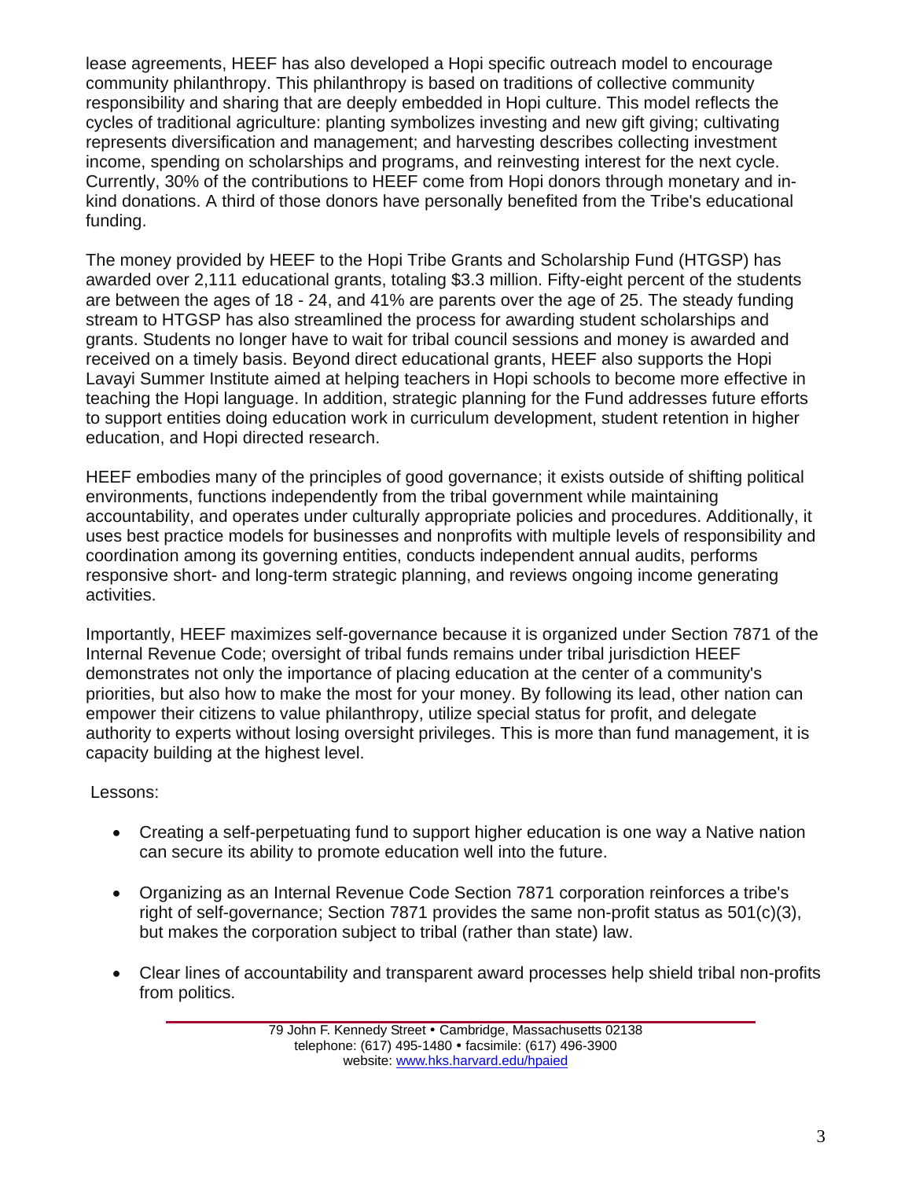lease agreements, HEEF has also developed a Hopi specific outreach model to encourage community philanthropy. This philanthropy is based on traditions of collective community responsibility and sharing that are deeply embedded in Hopi culture. This model reflects the cycles of traditional agriculture: planting symbolizes investing and new gift giving; cultivating represents diversification and management; and harvesting describes collecting investment income, spending on scholarships and programs, and reinvesting interest for the next cycle. Currently, 30% of the contributions to HEEF come from Hopi donors through monetary and in-kind donations. A third of those donors have personally benefited from the Tribe's educational funding.

The money provided by HEEF to the Hopi Tribe Grants and Scholarship Fund (HTGSP) has awarded over 2,111 educational grants, totaling $3.3 million. Fifty-eight percent of the students are between the ages of 18 - 24, and 41% are parents over the age of 25. The steady funding stream to HTGSP has also streamlined the process for awarding student scholarships and grants. Students no longer have to wait for tribal council sessions and money is awarded and received on a timely basis. Beyond direct educational grants, HEEF also supports the Hopi Lavayi Summer Institute aimed at helping teachers in Hopi schools to become more effective in teaching the Hopi language. In addition, strategic planning for the Fund addresses future efforts to support entities doing education work in curriculum development, student retention in higher education, and Hopi directed research.

HEEF embodies many of the principles of good governance; it exists outside of shifting political environments, functions independently from the tribal government while maintaining accountability, and operates under culturally appropriate policies and procedures. Additionally, it uses best practice models for businesses and nonprofits with multiple levels of responsibility and coordination among its governing entities, conducts independent annual audits, performs responsive short- and long-term strategic planning, and reviews ongoing income generating activities.

Importantly, HEEF maximizes self-governance because it is organized under Section 7871 of the Internal Revenue Code; oversight of tribal funds remains under tribal jurisdiction HEEF demonstrates not only the importance of placing education at the center of a community's priorities, but also how to make the most for your money. By following its lead, other nation can empower their citizens to value philanthropy, utilize special status for profit, and delegate authority to experts without losing oversight privileges. This is more than fund management, it is capacity building at the highest level.

Lessons:

- Creating a self-perpetuating fund to support higher education is one way a Native nation can secure its ability to promote education well into the future.
- Organizing as an Internal Revenue Code Section 7871 corporation reinforces a tribe's right of self-governance; Section 7871 provides the same non-profit status as 501(c)(3), but makes the corporation subject to tribal (rather than state) law.
- Clear lines of accountability and transparent award processes help shield tribal non-profits from politics.

79 John F. Kennedy Street • Cambridge, Massachusetts 02138
telephone: (617) 495-1480 • facsimile: (617) 496-3900
website: www.hks.harvard.edu/hpaied